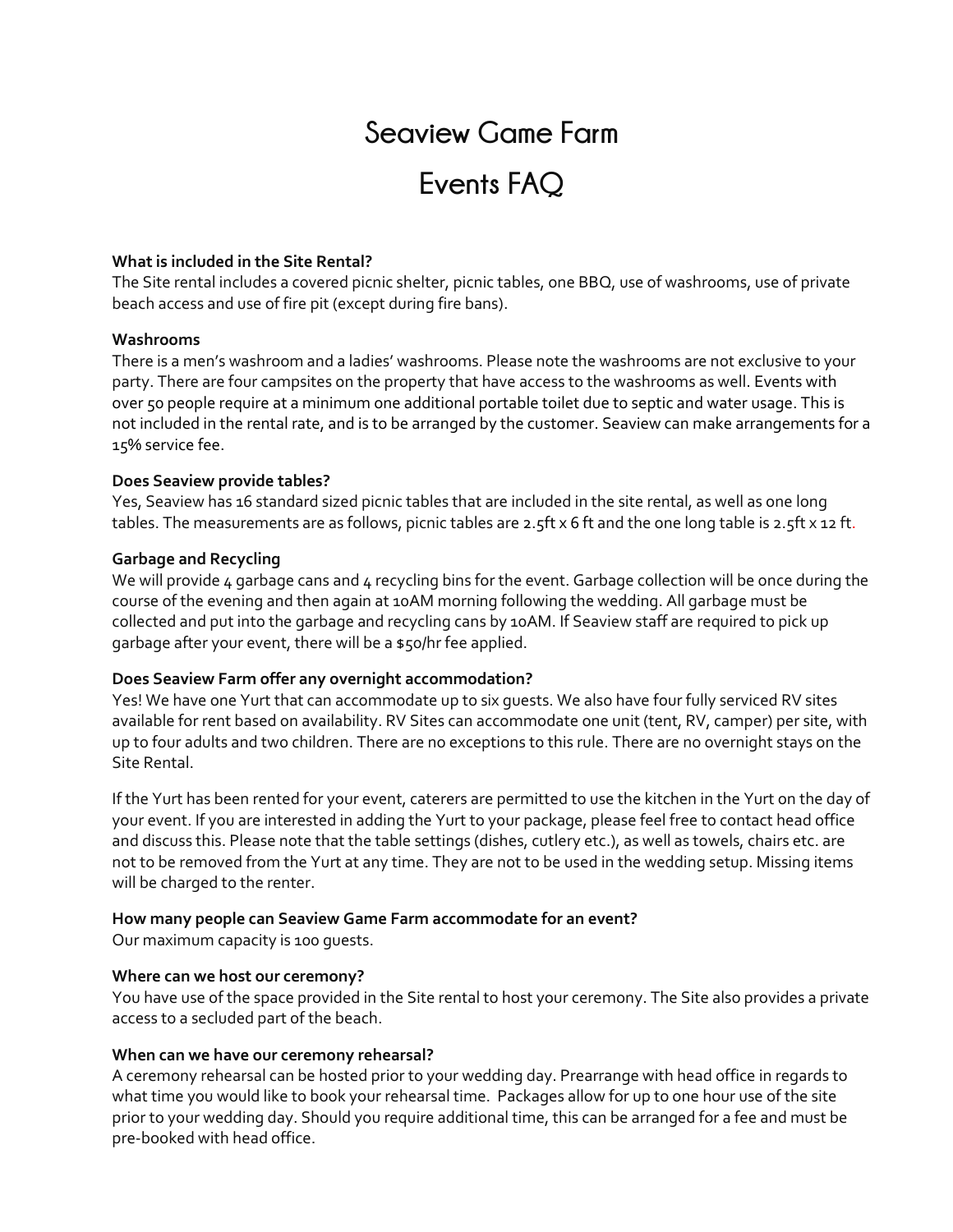# Seaview Game Farm

# Events FAQ

**What is included in the Site Rental?**
The Site rental includes a covered picnic shelter, picnic tables, one BBQ, use of washrooms, use of private beach access and use of fire pit (except during fire bans).

**Washrooms**
There is a men's washroom and a ladies' washrooms. Please note the washrooms are not exclusive to your party. There are four campsites on the property that have access to the washrooms as well. Events with over 50 people require at a minimum one additional portable toilet due to septic and water usage. This is not included in the rental rate, and is to be arranged by the customer. Seaview can make arrangements for a 15% service fee.

**Does Seaview provide tables?**
Yes, Seaview has 16 standard sized picnic tables that are included in the site rental, as well as one long tables. The measurements are as follows, picnic tables are 2.5ft x 6 ft and the one long table is 2.5ft x 12 ft.

**Garbage and Recycling**
We will provide 4 garbage cans and 4 recycling bins for the event. Garbage collection will be once during the course of the evening and then again at 10AM morning following the wedding. All garbage must be collected and put into the garbage and recycling cans by 10AM. If Seaview staff are required to pick up garbage after your event, there will be a $50/hr fee applied.

**Does Seaview Farm offer any overnight accommodation?**
Yes! We have one Yurt that can accommodate up to six guests. We also have four fully serviced RV sites available for rent based on availability. RV Sites can accommodate one unit (tent, RV, camper) per site, with up to four adults and two children. There are no exceptions to this rule. There are no overnight stays on the Site Rental.

If the Yurt has been rented for your event, caterers are permitted to use the kitchen in the Yurt on the day of your event. If you are interested in adding the Yurt to your package, please feel free to contact head office and discuss this. Please note that the table settings (dishes, cutlery etc.), as well as towels, chairs etc. are not to be removed from the Yurt at any time. They are not to be used in the wedding setup. Missing items will be charged to the renter.

**How many people can Seaview Game Farm accommodate for an event?**
Our maximum capacity is 100 guests.

**Where can we host our ceremony?**
You have use of the space provided in the Site rental to host your ceremony. The Site also provides a private access to a secluded part of the beach.

**When can we have our ceremony rehearsal?**
A ceremony rehearsal can be hosted prior to your wedding day. Prearrange with head office in regards to what time you would like to book your rehearsal time. Packages allow for up to one hour use of the site prior to your wedding day. Should you require additional time, this can be arranged for a fee and must be pre-booked with head office.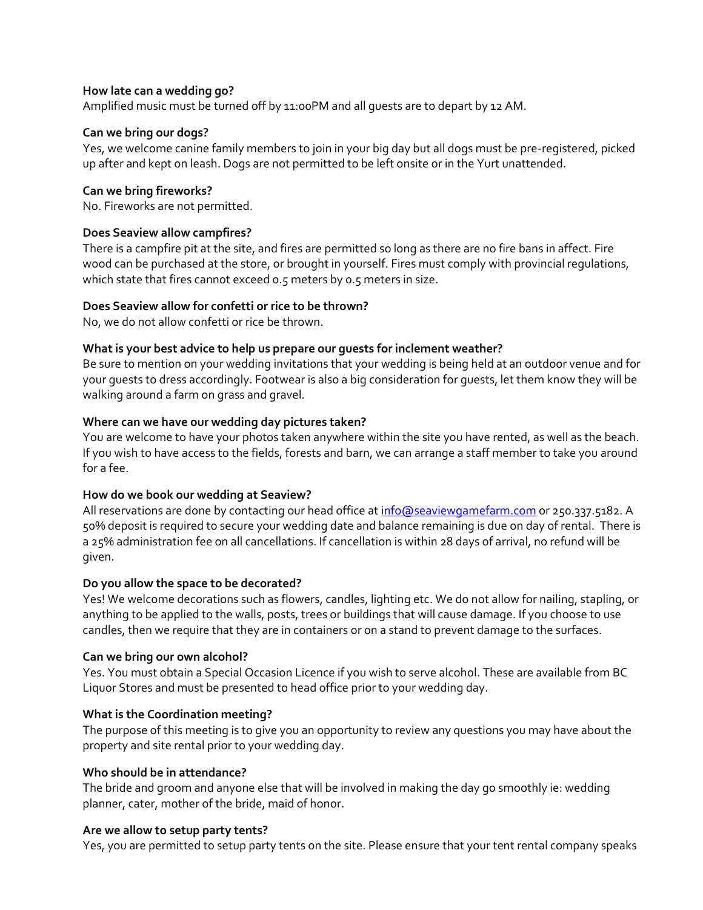**How late can a wedding go?**
Amplified music must be turned off by 11:00PM and all guests are to depart by 12 AM.

**Can we bring our dogs?**
Yes, we welcome canine family members to join in your big day but all dogs must be pre-registered, picked up after and kept on leash. Dogs are not permitted to be left onsite or in the Yurt unattended.

**Can we bring fireworks?**
No. Fireworks are not permitted.

**Does Seaview allow campfires?**
There is a campfire pit at the site, and fires are permitted so long as there are no fire bans in affect. Fire wood can be purchased at the store, or brought in yourself. Fires must comply with provincial regulations, which state that fires cannot exceed 0.5 meters by 0.5 meters in size.

**Does Seaview allow for confetti or rice to be thrown?**
No, we do not allow confetti or rice be thrown.

**What is your best advice to help us prepare our guests for inclement weather?**
Be sure to mention on your wedding invitations that your wedding is being held at an outdoor venue and for your guests to dress accordingly. Footwear is also a big consideration for guests, let them know they will be walking around a farm on grass and gravel.

**Where can we have our wedding day pictures taken?**
You are welcome to have your photos taken anywhere within the site you have rented, as well as the beach. If you wish to have access to the fields, forests and barn, we can arrange a staff member to take you around for a fee.

**How do we book our wedding at Seaview?**
All reservations are done by contacting our head office at [info@seaviewgamefarm.com](mailto:info@seaviewgamefarm.com) or 250.337.5182. A 50% deposit is required to secure your wedding date and balance remaining is due on day of rental. There is a 25% administration fee on all cancellations. If cancellation is within 28 days of arrival, no refund will be given.

**Do you allow the space to be decorated?**
Yes! We welcome decorations such as flowers, candles, lighting etc. We do not allow for nailing, stapling, or anything to be applied to the walls, posts, trees or buildings that will cause damage. If you choose to use candles, then we require that they are in containers or on a stand to prevent damage to the surfaces.

**Can we bring our own alcohol?**
Yes. You must obtain a Special Occasion Licence if you wish to serve alcohol. These are available from BC Liquor Stores and must be presented to head office prior to your wedding day.

**What is the Coordination meeting?**
The purpose of this meeting is to give you an opportunity to review any questions you may have about the property and site rental prior to your wedding day.

**Who should be in attendance?**
The bride and groom and anyone else that will be involved in making the day go smoothly ie: wedding planner, cater, mother of the bride, maid of honor.

**Are we allow to setup party tents?**
Yes, you are permitted to setup party tents on the site. Please ensure that your tent rental company speaks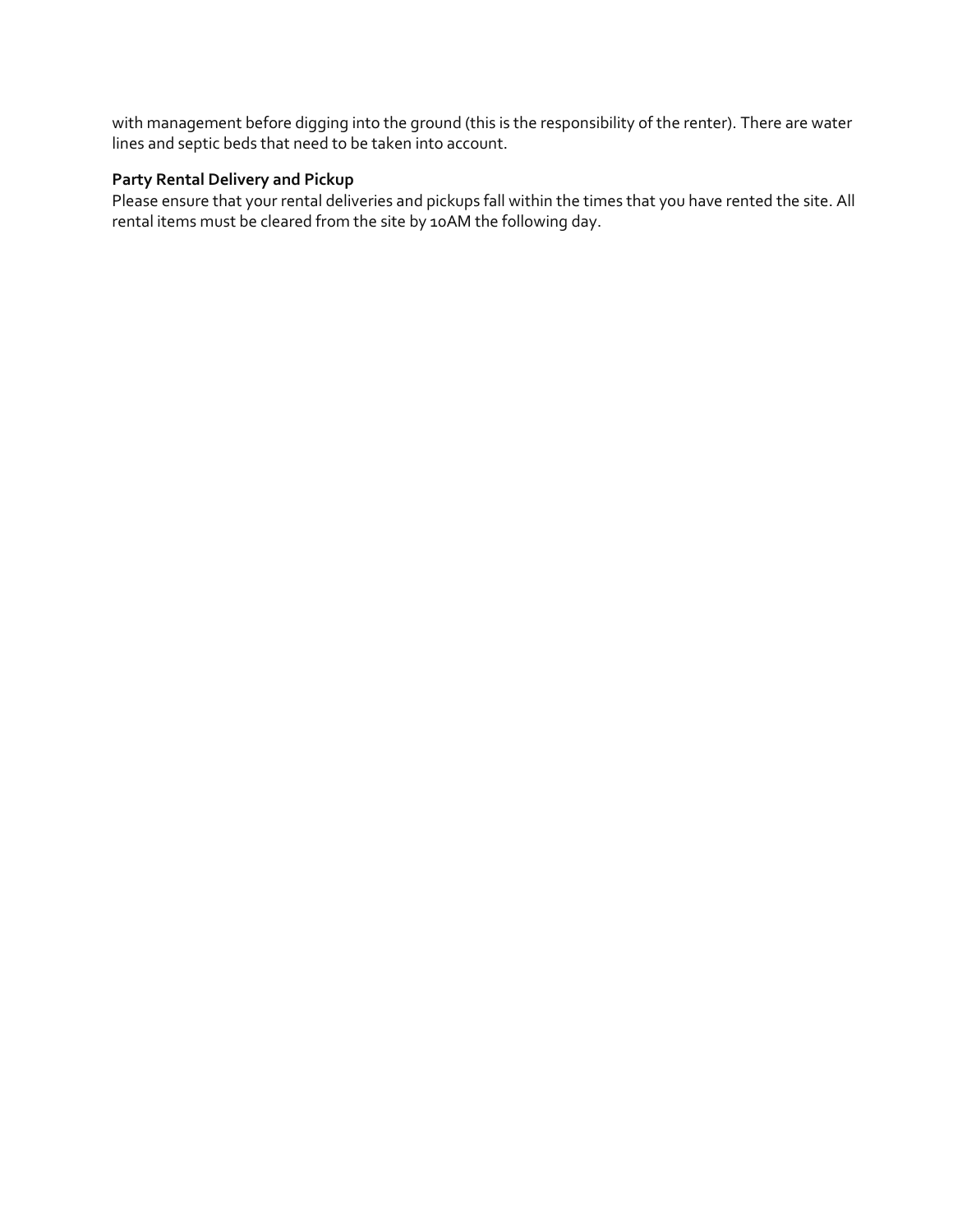with management before digging into the ground (this is the responsibility of the renter). There are water lines and septic beds that need to be taken into account.

**Party Rental Delivery and Pickup**
Please ensure that your rental deliveries and pickups fall within the times that you have rented the site. All rental items must be cleared from the site by 10AM the following day.